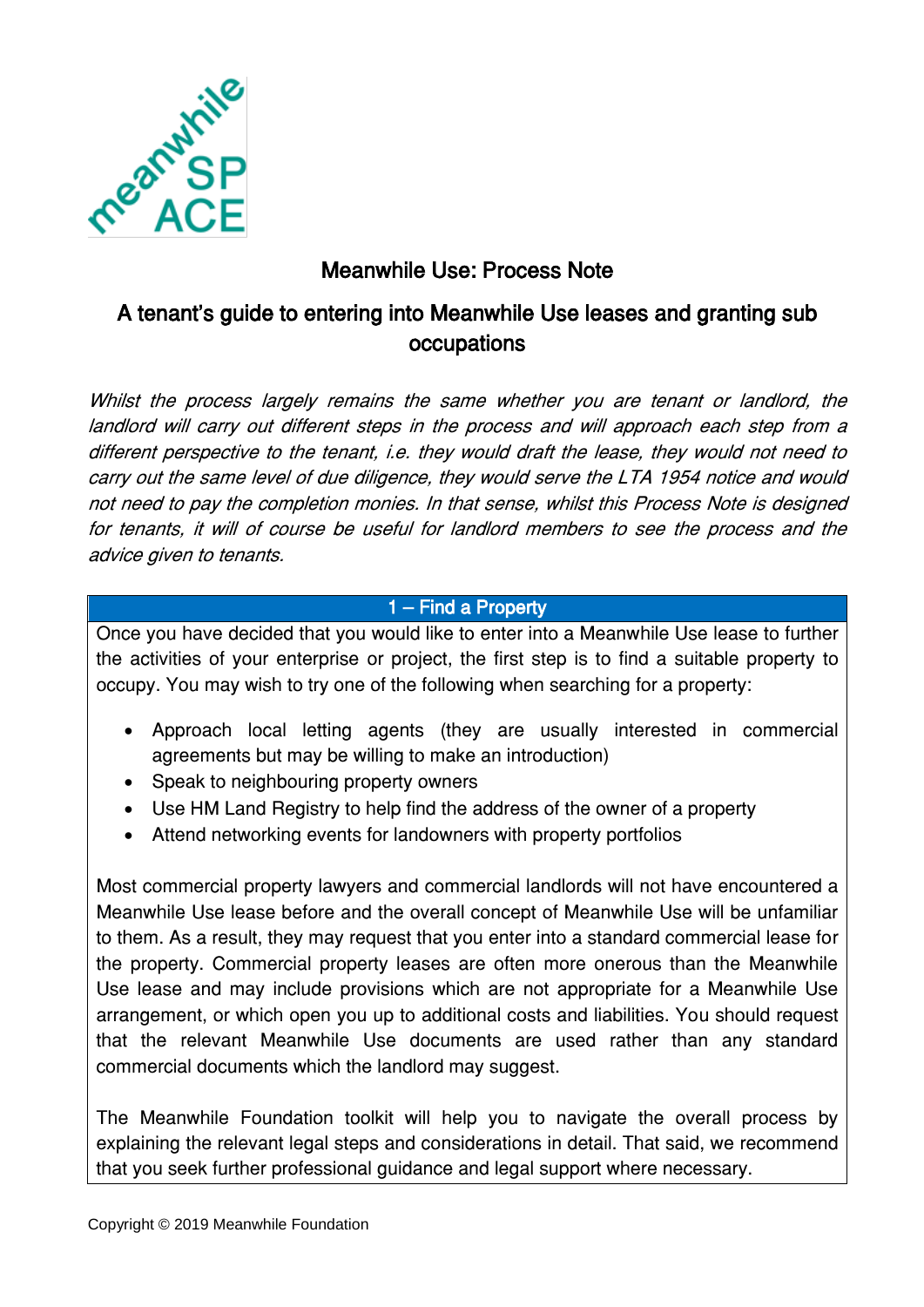# Meanwhile Use: Process Note

## A tenant's guide to entering into Meanwhile Use leases and granting sub occupations

*Whilst the process largely remains the same whether you are tenant or landlord, the landlord will carry out different steps in the process and will approach each step from a different perspective to the tenant, i.e. they would draft the lease, they would not need to carry out the same level of due diligence, they would serve the LTA 1954 notice and would not need to pay the completion monies. In that sense, whilst this Process Note is designed for tenants, it will of course be useful for landlord members to see the process and the advice given to tenants.*

### 1 – Find a Property

Once you have decided that you would like to enter into a Meanwhile Use lease to further the activities of your enterprise or project, the first step is to find a suitable property to occupy. You may wish to try one of the following when searching for a property:

- Approach local letting agents (they are usually interested in commercial agreements but may be willing to make an introduction)
- Speak to neighbouring property owners
- Use HM Land Registry to help find the address of the owner of a property
- Attend networking events for landowners with property portfolios

Most commercial property lawyers and commercial landlords will not have encountered a Meanwhile Use lease before and the overall concept of Meanwhile Use will be unfamiliar to them. As a result, they may request that you enter into a standard commercial lease for the property. Commercial property leases are often more onerous than the Meanwhile Use lease and may include provisions which are not appropriate for a Meanwhile Use arrangement, or which open you up to additional costs and liabilities. You should request that the relevant Meanwhile Use documents are used rather than any standard commercial documents which the landlord may suggest.

The Meanwhile Foundation toolkit will help you to navigate the overall process by explaining the relevant legal steps and considerations in detail. That said, we recommend that you seek further professional guidance and legal support where necessary.

Copyright © 2019 Meanwhile Foundation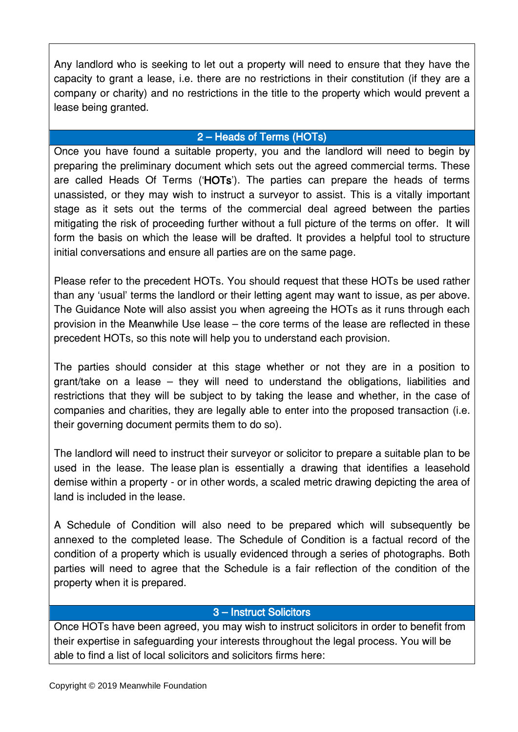Any landlord who is seeking to let out a property will need to ensure that they have the capacity to grant a lease, i.e. there are no restrictions in their constitution (if they are a company or charity) and no restrictions in the title to the property which would prevent a lease being granted.

## 2 – Heads of Terms (HOTs)

Once you have found a suitable property, you and the landlord will need to begin by preparing the preliminary document which sets out the agreed commercial terms. These are called Heads Of Terms ('**HOTs**'). The parties can prepare the heads of terms unassisted, or they may wish to instruct a surveyor to assist. This is a vitally important stage as it sets out the terms of the commercial deal agreed between the parties mitigating the risk of proceeding further without a full picture of the terms on offer. It will form the basis on which the lease will be drafted. It provides a helpful tool to structure initial conversations and ensure all parties are on the same page.

Please refer to the precedent HOTs. You should request that these HOTs be used rather than any 'usual' terms the landlord or their letting agent may want to issue, as per above. The Guidance Note will also assist you when agreeing the HOTs as it runs through each provision in the Meanwhile Use lease – the core terms of the lease are reflected in these precedent HOTs, so this note will help you to understand each provision.

The parties should consider at this stage whether or not they are in a position to grant/take on a lease – they will need to understand the obligations, liabilities and restrictions that they will be subject to by taking the lease and whether, in the case of companies and charities, they are legally able to enter into the proposed transaction (i.e. their governing document permits them to do so).

The landlord will need to instruct their surveyor or solicitor to prepare a suitable plan to be used in the lease. The lease plan is essentially a drawing that identifies a leasehold demise within a property - or in other words, a scaled metric drawing depicting the area of land is included in the lease.

A Schedule of Condition will also need to be prepared which will subsequently be annexed to the completed lease. The Schedule of Condition is a factual record of the condition of a property which is usually evidenced through a series of photographs. Both parties will need to agree that the Schedule is a fair reflection of the condition of the property when it is prepared.

## 3 – Instruct Solicitors

Once HOTs have been agreed, you may wish to instruct solicitors in order to benefit from their expertise in safeguarding your interests throughout the legal process. You will be able to find a list of local solicitors and solicitors firms here: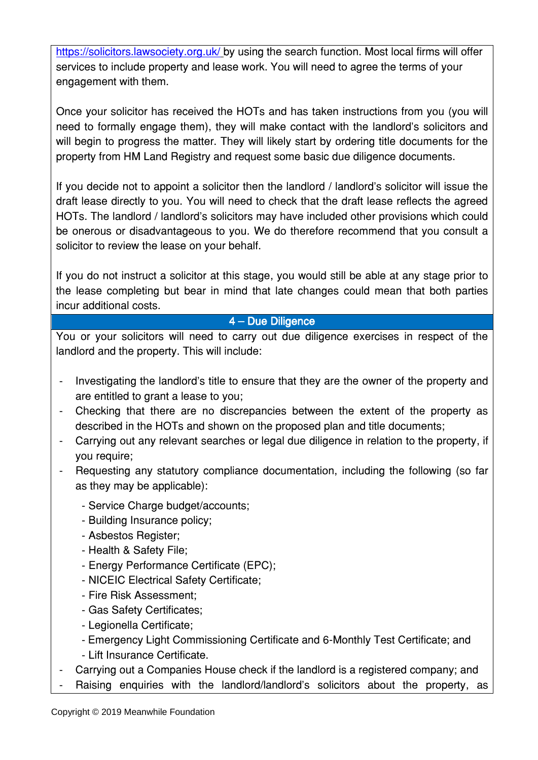https://solicitors.lawsociety.org.uk/ by using the search function. Most local firms will offer services to include property and lease work. You will need to agree the terms of your engagement with them.

Once your solicitor has received the HOTs and has taken instructions from you (you will need to formally engage them), they will make contact with the landlord's solicitors and will begin to progress the matter. They will likely start by ordering title documents for the property from HM Land Registry and request some basic due diligence documents.

If you decide not to appoint a solicitor then the landlord / landlord's solicitor will issue the draft lease directly to you. You will need to check that the draft lease reflects the agreed HOTs. The landlord / landlord's solicitors may have included other provisions which could be onerous or disadvantageous to you. We do therefore recommend that you consult a solicitor to review the lease on your behalf.

If you do not instruct a solicitor at this stage, you would still be able at any stage prior to the lease completing but bear in mind that late changes could mean that both parties incur additional costs.

## 4 – Due Diligence

You or your solicitors will need to carry out due diligence exercises in respect of the landlord and the property. This will include:

- Investigating the landlord's title to ensure that they are the owner of the property and are entitled to grant a lease to you;
- Checking that there are no discrepancies between the extent of the property as described in the HOTs and shown on the proposed plan and title documents;
- Carrying out any relevant searches or legal due diligence in relation to the property, if you require;
- Requesting any statutory compliance documentation, including the following (so far as they may be applicable):
  - Service Charge budget/accounts;
  - Building Insurance policy;
  - Asbestos Register;
  - Health & Safety File;
  - Energy Performance Certificate (EPC);
  - NICEIC Electrical Safety Certificate;
  - Fire Risk Assessment;
  - Gas Safety Certificates;
  - Legionella Certificate;
  - Emergency Light Commissioning Certificate and 6-Monthly Test Certificate; and
  - Lift Insurance Certificate.
- Carrying out a Companies House check if the landlord is a registered company; and
- Raising enquiries with the landlord/landlord's solicitors about the property, as

Copyright © 2019 Meanwhile Foundation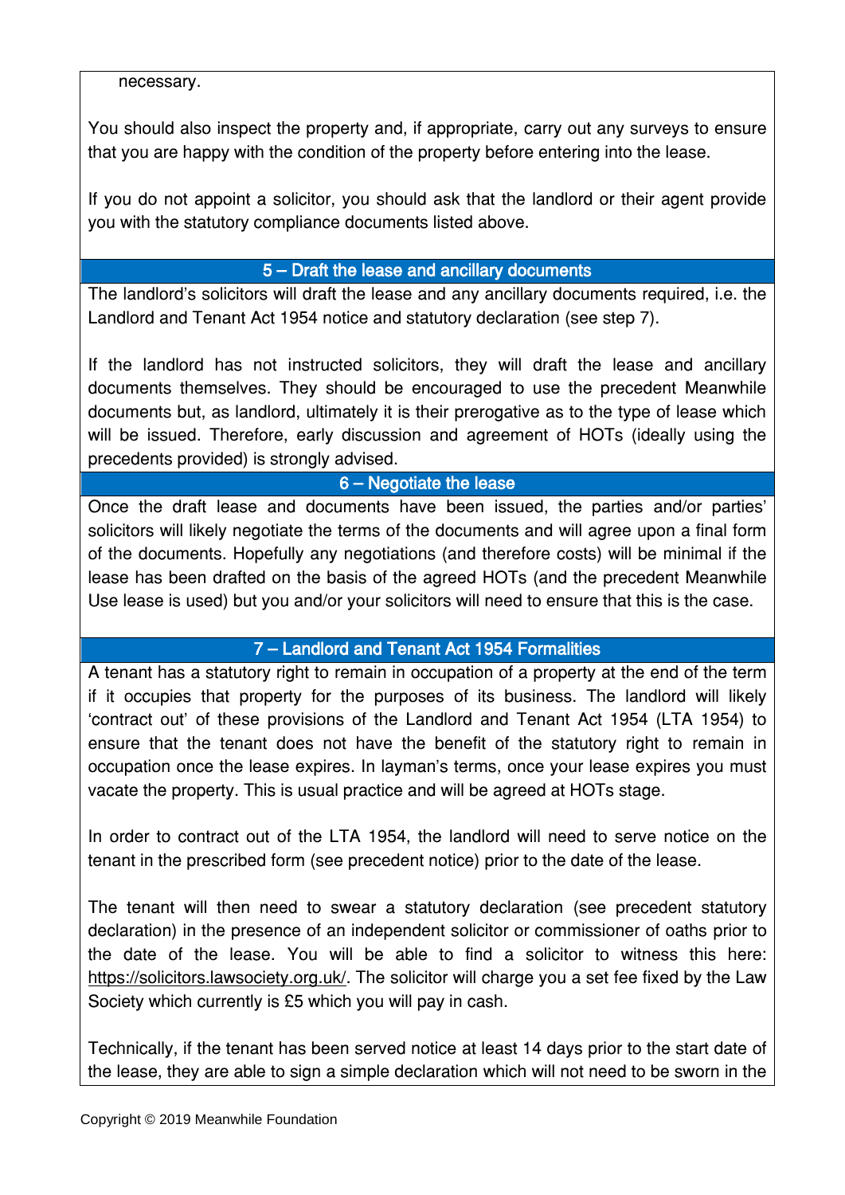necessary.

You should also inspect the property and, if appropriate, carry out any surveys to ensure that you are happy with the condition of the property before entering into the lease.

If you do not appoint a solicitor, you should ask that the landlord or their agent provide you with the statutory compliance documents listed above.

### 5 – Draft the lease and ancillary documents

The landlord's solicitors will draft the lease and any ancillary documents required, i.e. the Landlord and Tenant Act 1954 notice and statutory declaration (see step 7).

If the landlord has not instructed solicitors, they will draft the lease and ancillary documents themselves. They should be encouraged to use the precedent Meanwhile documents but, as landlord, ultimately it is their prerogative as to the type of lease which will be issued. Therefore, early discussion and agreement of HOTs (ideally using the precedents provided) is strongly advised.

### 6 – Negotiate the lease

Once the draft lease and documents have been issued, the parties and/or parties' solicitors will likely negotiate the terms of the documents and will agree upon a final form of the documents. Hopefully any negotiations (and therefore costs) will be minimal if the lease has been drafted on the basis of the agreed HOTs (and the precedent Meanwhile Use lease is used) but you and/or your solicitors will need to ensure that this is the case.

### 7 – Landlord and Tenant Act 1954 Formalities

A tenant has a statutory right to remain in occupation of a property at the end of the term if it occupies that property for the purposes of its business. The landlord will likely 'contract out' of these provisions of the Landlord and Tenant Act 1954 (LTA 1954) to ensure that the tenant does not have the benefit of the statutory right to remain in occupation once the lease expires. In layman's terms, once your lease expires you must vacate the property. This is usual practice and will be agreed at HOTs stage.

In order to contract out of the LTA 1954, the landlord will need to serve notice on the tenant in the prescribed form (see precedent notice) prior to the date of the lease.

The tenant will then need to swear a statutory declaration (see precedent statutory declaration) in the presence of an independent solicitor or commissioner of oaths prior to the date of the lease. You will be able to find a solicitor to witness this here: https://solicitors.lawsociety.org.uk/. The solicitor will charge you a set fee fixed by the Law Society which currently is £5 which you will pay in cash.

Technically, if the tenant has been served notice at least 14 days prior to the start date of the lease, they are able to sign a simple declaration which will not need to be sworn in the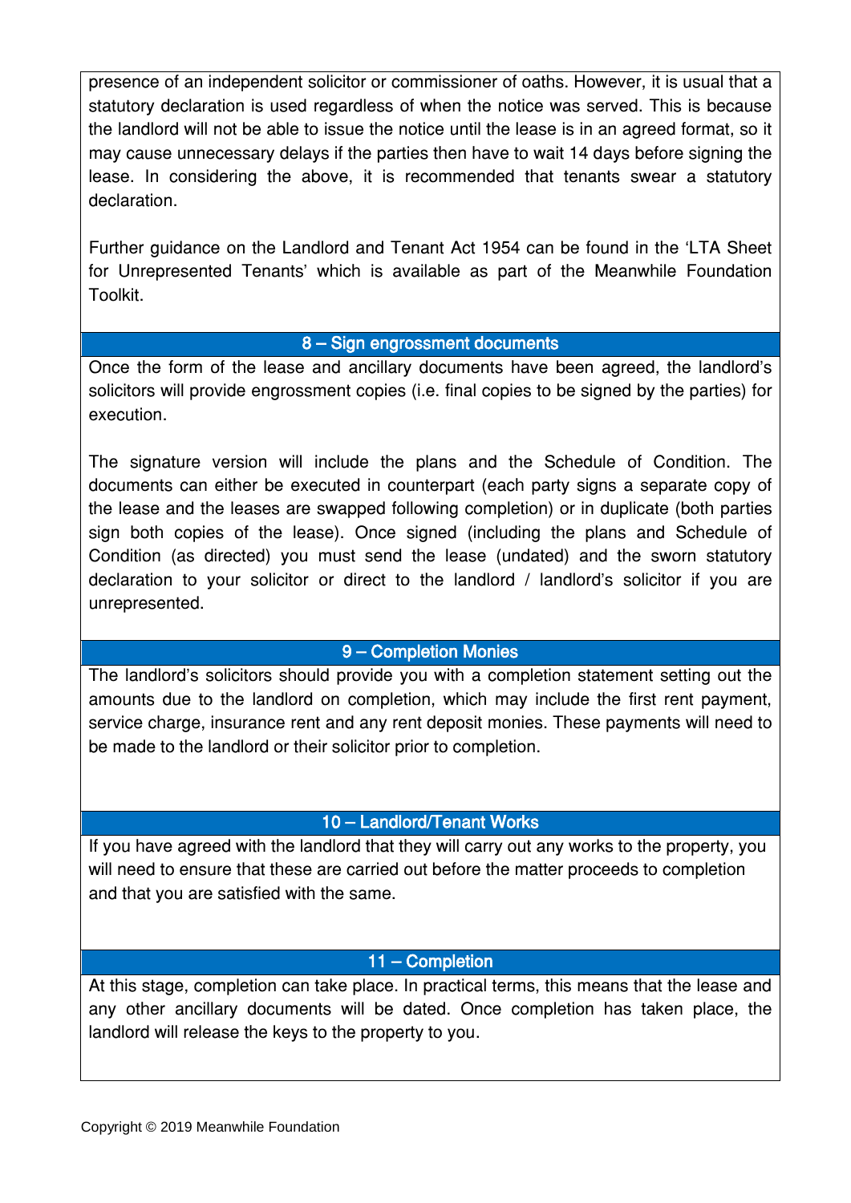presence of an independent solicitor or commissioner of oaths. However, it is usual that a statutory declaration is used regardless of when the notice was served. This is because the landlord will not be able to issue the notice until the lease is in an agreed format, so it may cause unnecessary delays if the parties then have to wait 14 days before signing the lease. In considering the above, it is recommended that tenants swear a statutory declaration.

Further guidance on the Landlord and Tenant Act 1954 can be found in the 'LTA Sheet for Unrepresented Tenants' which is available as part of the Meanwhile Foundation Toolkit.

## 8 – Sign engrossment documents

Once the form of the lease and ancillary documents have been agreed, the landlord's solicitors will provide engrossment copies (i.e. final copies to be signed by the parties) for execution.

The signature version will include the plans and the Schedule of Condition. The documents can either be executed in counterpart (each party signs a separate copy of the lease and the leases are swapped following completion) or in duplicate (both parties sign both copies of the lease). Once signed (including the plans and Schedule of Condition (as directed) you must send the lease (undated) and the sworn statutory declaration to your solicitor or direct to the landlord / landlord's solicitor if you are unrepresented.

## 9 – Completion Monies

The landlord's solicitors should provide you with a completion statement setting out the amounts due to the landlord on completion, which may include the first rent payment, service charge, insurance rent and any rent deposit monies. These payments will need to be made to the landlord or their solicitor prior to completion.

## 10 – Landlord/Tenant Works

If you have agreed with the landlord that they will carry out any works to the property, you will need to ensure that these are carried out before the matter proceeds to completion and that you are satisfied with the same.

## 11 – Completion

At this stage, completion can take place. In practical terms, this means that the lease and any other ancillary documents will be dated. Once completion has taken place, the landlord will release the keys to the property to you.

Copyright © 2019 Meanwhile Foundation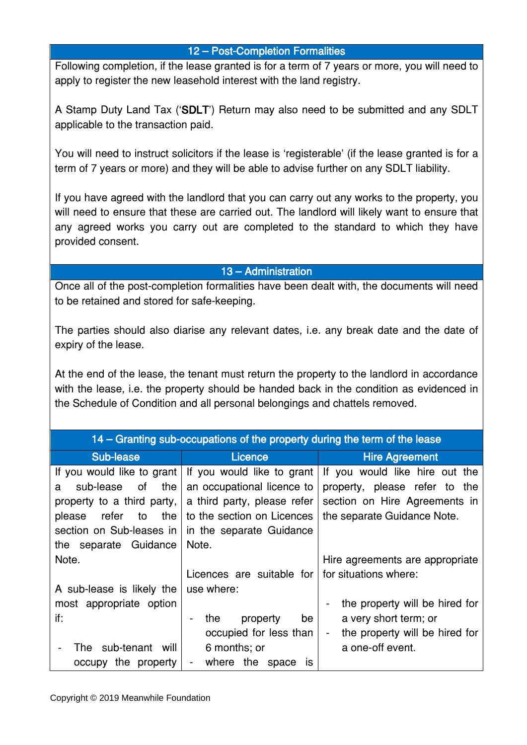## 12 – Post-Completion Formalities

Following completion, if the lease granted is for a term of 7 years or more, you will need to apply to register the new leasehold interest with the land registry.

A Stamp Duty Land Tax ('**SDLT**') Return may also need to be submitted and any SDLT applicable to the transaction paid.

You will need to instruct solicitors if the lease is 'registerable' (if the lease granted is for a term of 7 years or more) and they will be able to advise further on any SDLT liability.

If you have agreed with the landlord that you can carry out any works to the property, you will need to ensure that these are carried out. The landlord will likely want to ensure that any agreed works you carry out are completed to the standard to which they have provided consent.

## 13 – Administration

Once all of the post-completion formalities have been dealt with, the documents will need to be retained and stored for safe-keeping.

The parties should also diarise any relevant dates, i.e. any break date and the date of expiry of the lease.

At the end of the lease, the tenant must return the property to the landlord in accordance with the lease, i.e. the property should be handed back in the condition as evidenced in the Schedule of Condition and all personal belongings and chattels removed.

## 14 – Granting sub-occupations of the property during the term of the lease

| Sub-lease | Licence | Hire Agreement |
|---|---|---|
| If you would like to grant a sub-lease of the property to a third party, please refer to the section on Sub-leases in the separate Guidance Note.<br><br>A sub-lease is likely the most appropriate option if:<br><br>- The sub-tenant will occupy the property | If you would like to grant an occupational licence to a third party, please refer to the section on Licences in the separate Guidance Note.<br><br>Licences are suitable for use where:<br><br>- the property be occupied for less than 6 months; or<br>- where the space is | If you would like hire out the property, please refer to the section on Hire Agreements in the separate Guidance Note.<br><br>Hire agreements are appropriate for situations where:<br><br>- the property will be hired for a very short term; or<br>- the property will be hired for a one-off event. |

Copyright © 2019 Meanwhile Foundation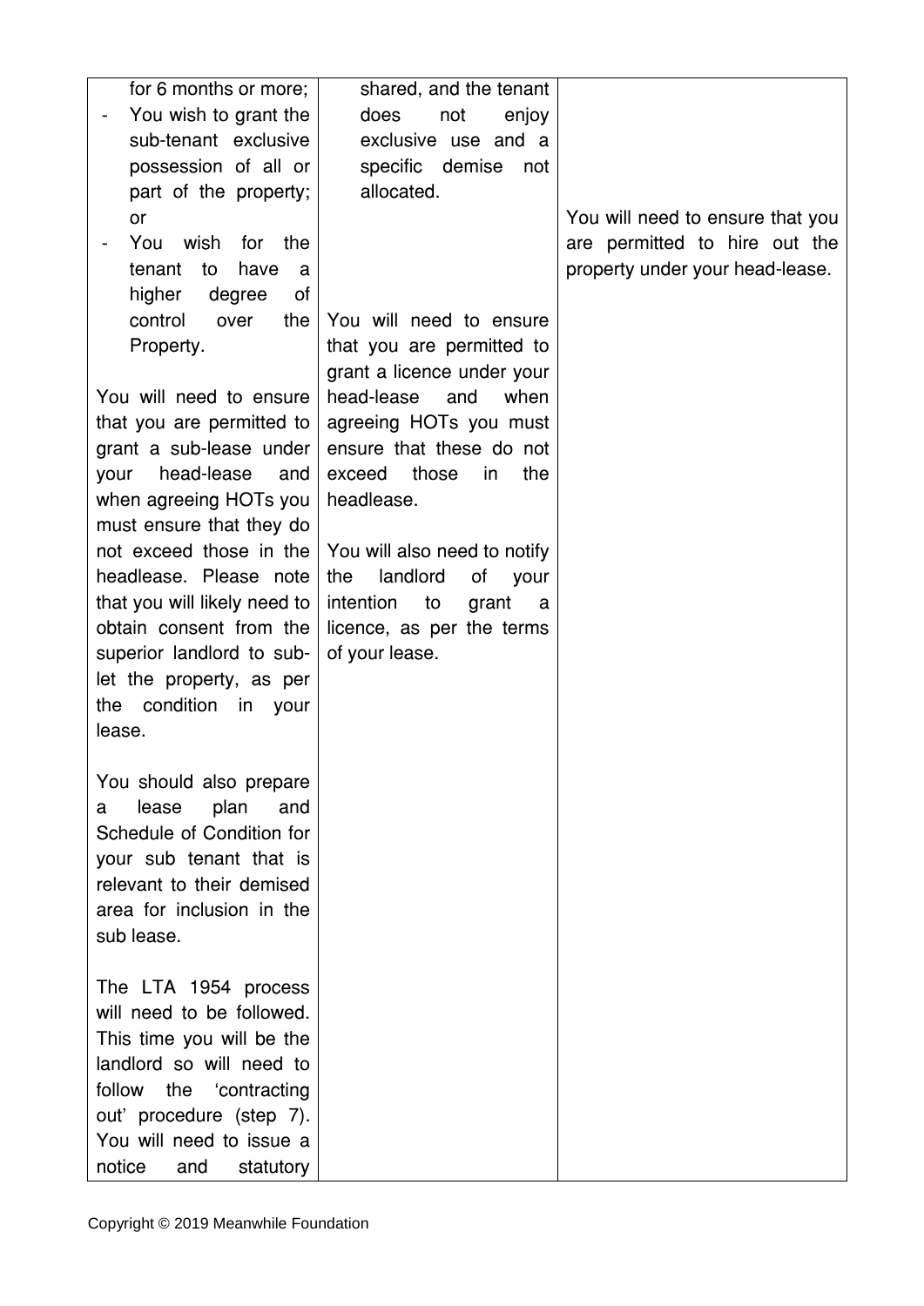| | | |
|---|---|---|
| for 6 months or more;<br>- You wish to grant the sub-tenant exclusive possession of all or part of the property; or<br>- You wish for the tenant to have a higher degree of control over the Property.<br><br>You will need to ensure that you are permitted to grant a sub-lease under your head-lease and when agreeing HOTs you must ensure that they do not exceed those in the headlease. Please note that you will likely need to obtain consent from the superior landlord to sub-let the property, as per the condition in your lease.<br><br>You should also prepare a lease plan and Schedule of Condition for your sub tenant that is relevant to their demised area for inclusion in the sub lease.<br><br>The LTA 1954 process will need to be followed. This time you will be the landlord so will need to follow the 'contracting out' procedure (step 7). You will need to issue a notice and statutory | shared, and the tenant does not enjoy exclusive use and a specific demise not allocated.<br><br>You will need to ensure that you are permitted to grant a licence under your head-lease and when agreeing HOTs you must ensure that these do not exceed those in the headlease.<br><br>You will also need to notify the landlord of your intention to grant a licence, as per the terms of your lease. | You will need to ensure that you are permitted to hire out the property under your head-lease. |

Copyright © 2019 Meanwhile Foundation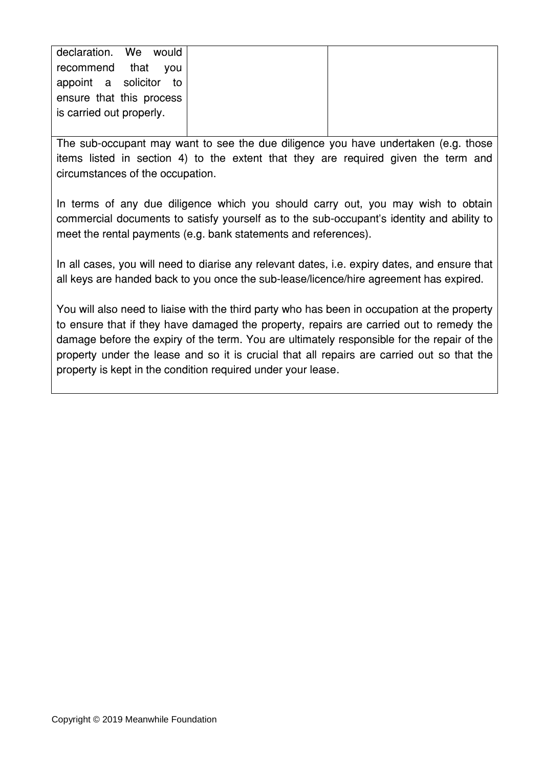| | | |
|---|---|---|
| declaration. We would recommend that you appoint a solicitor to ensure that this process is carried out properly. | | |

The sub-occupant may want to see the due diligence you have undertaken (e.g. those items listed in section 4) to the extent that they are required given the term and circumstances of the occupation.

In terms of any due diligence which you should carry out, you may wish to obtain commercial documents to satisfy yourself as to the sub-occupant's identity and ability to meet the rental payments (e.g. bank statements and references).

In all cases, you will need to diarise any relevant dates, i.e. expiry dates, and ensure that all keys are handed back to you once the sub-lease/licence/hire agreement has expired.

You will also need to liaise with the third party who has been in occupation at the property to ensure that if they have damaged the property, repairs are carried out to remedy the damage before the expiry of the term. You are ultimately responsible for the repair of the property under the lease and so it is crucial that all repairs are carried out so that the property is kept in the condition required under your lease.

Copyright © 2019 Meanwhile Foundation